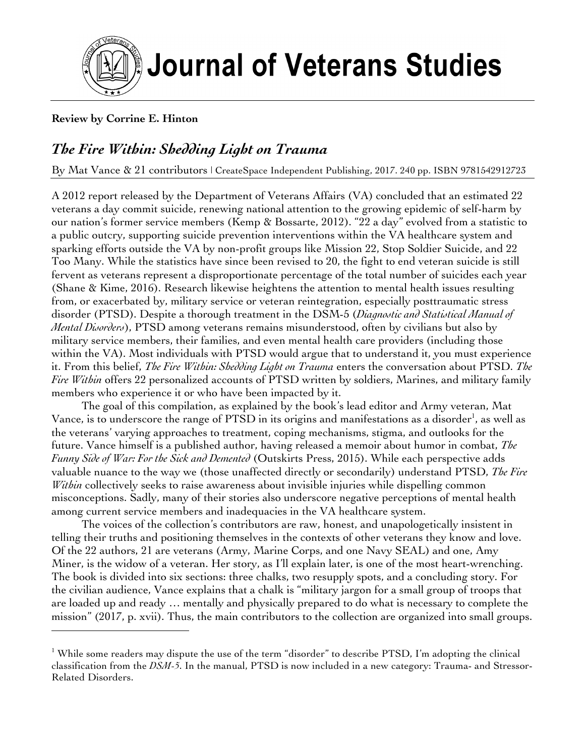**Review by Corrine E. Hinton**

## *The Fire Within: Shedding Light on Trauma*

By Mat Vance & 21 contributors | CreateSpace Independent Publishing, 2017. 240 pp. ISBN 9781542912723

A 2012 report released by the Department of Veterans Affairs (VA) concluded that an estimated 22 veterans a day commit suicide, renewing national attention to the growing epidemic of self-harm by our nation's former service members (Kemp & Bossarte, 2012). "22 a day" evolved from a statistic to a public outcry, supporting suicide prevention interventions within the VA healthcare system and sparking efforts outside the VA by non-profit groups like Mission 22, Stop Soldier Suicide, and 22 Too Many. While the statistics have since been revised to 20, the fight to end veteran suicide is still fervent as veterans represent a disproportionate percentage of the total number of suicides each year (Shane & Kime, 2016). Research likewise heightens the attention to mental health issues resulting from, or exacerbated by, military service or veteran reintegration, especially posttraumatic stress disorder (PTSD). Despite a thorough treatment in the DSM-5 (*Diagnostic and Statistical Manual of Mental Disorders*), PTSD among veterans remains misunderstood, often by civilians but also by military service members, their families, and even mental health care providers (including those within the VA). Most individuals with PTSD would argue that to understand it, you must experience it. From this belief, *The Fire Within: Shedding Light on Trauma* enters the conversation about PTSD. *The Fire Within* offers 22 personalized accounts of PTSD written by soldiers, Marines, and military family members who experience it or who have been impacted by it.

The goal of this compilation, as explained by the book's lead editor and Army veteran, Mat Vance, is to underscore the range of PTSD in its origins and manifestations as a disorder[1], as well as the veterans' varying approaches to treatment, coping mechanisms, stigma, and outlooks for the future. Vance himself is a published author, having released a memoir about humor in combat, *The Funny Side of War: For the Sick and Demented* (Outskirts Press, 2015). While each perspective adds valuable nuance to the way we (those unaffected directly or secondarily) understand PTSD, *The Fire Within* collectively seeks to raise awareness about invisible injuries while dispelling common misconceptions. Sadly, many of their stories also underscore negative perceptions of mental health among current service members and inadequacies in the VA healthcare system.

The voices of the collection's contributors are raw, honest, and unapologetically insistent in telling their truths and positioning themselves in the contexts of other veterans they know and love. Of the 22 authors, 21 are veterans (Army, Marine Corps, and one Navy SEAL) and one, Amy Miner, is the widow of a veteran. Her story, as I'll explain later, is one of the most heart-wrenching. The book is divided into six sections: three chalks, two resupply spots, and a concluding story. For the civilian audience, Vance explains that a chalk is "military jargon for a small group of troops that are loaded up and ready … mentally and physically prepared to do what is necessary to complete the mission" (2017, p. xvii). Thus, the main contributors to the collection are organized into small groups.

---

[1] While some readers may dispute the use of the term "disorder" to describe PTSD, I'm adopting the clinical classification from the *DSM-5*. In the manual, PTSD is now included in a new category: Trauma- and Stressor-Related Disorders.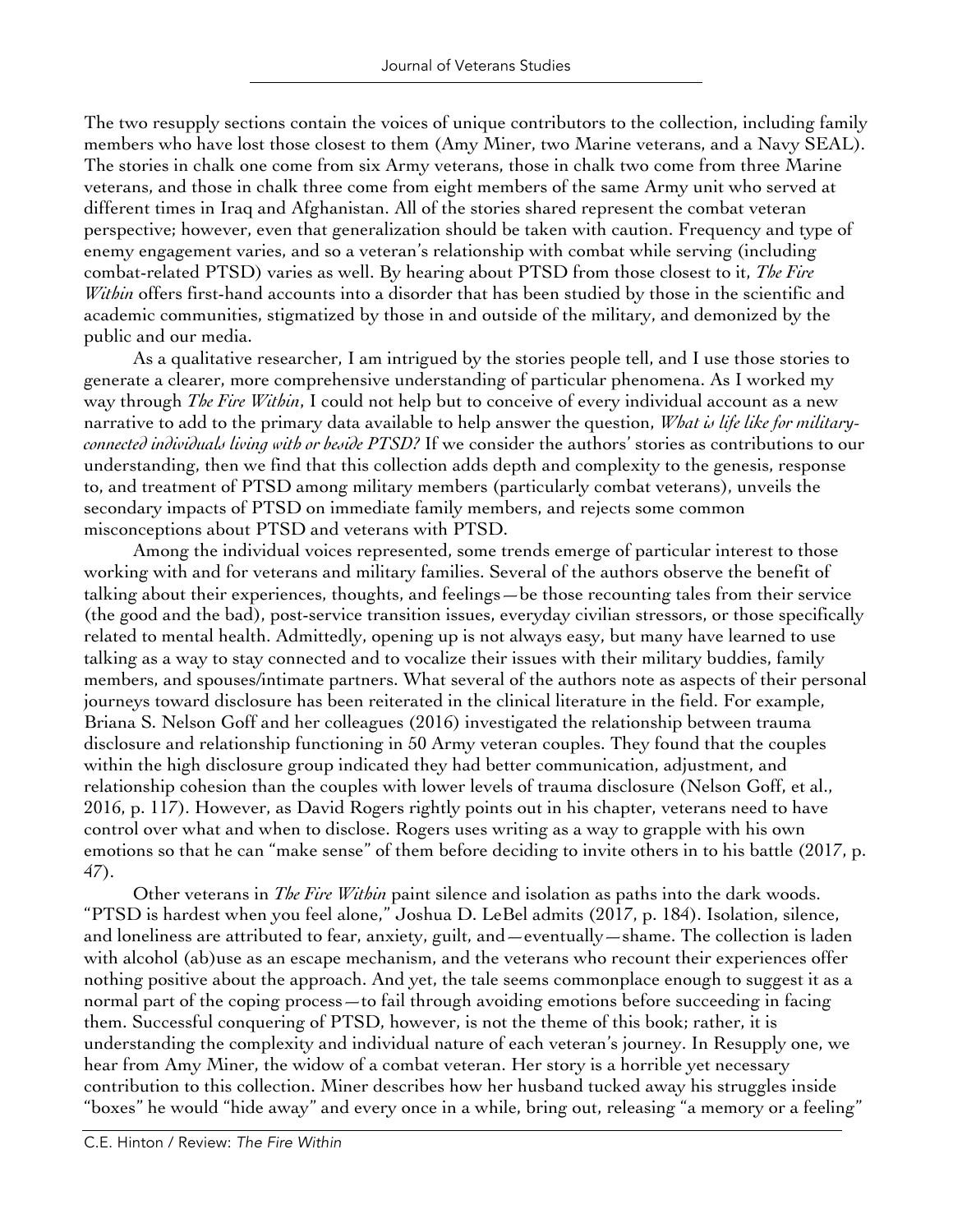The two resupply sections contain the voices of unique contributors to the collection, including family members who have lost those closest to them (Amy Miner, two Marine veterans, and a Navy SEAL). The stories in chalk one come from six Army veterans, those in chalk two come from three Marine veterans, and those in chalk three come from eight members of the same Army unit who served at different times in Iraq and Afghanistan. All of the stories shared represent the combat veteran perspective; however, even that generalization should be taken with caution. Frequency and type of enemy engagement varies, and so a veteran's relationship with combat while serving (including combat-related PTSD) varies as well. By hearing about PTSD from those closest to it, *The Fire Within* offers first-hand accounts into a disorder that has been studied by those in the scientific and academic communities, stigmatized by those in and outside of the military, and demonized by the public and our media.

As a qualitative researcher, I am intrigued by the stories people tell, and I use those stories to generate a clearer, more comprehensive understanding of particular phenomena. As I worked my way through *The Fire Within*, I could not help but to conceive of every individual account as a new narrative to add to the primary data available to help answer the question, *What is life like for military-connected individuals living with or beside PTSD?* If we consider the authors' stories as contributions to our understanding, then we find that this collection adds depth and complexity to the genesis, response to, and treatment of PTSD among military members (particularly combat veterans), unveils the secondary impacts of PTSD on immediate family members, and rejects some common misconceptions about PTSD and veterans with PTSD.

Among the individual voices represented, some trends emerge of particular interest to those working with and for veterans and military families. Several of the authors observe the benefit of talking about their experiences, thoughts, and feelings—be those recounting tales from their service (the good and the bad), post-service transition issues, everyday civilian stressors, or those specifically related to mental health. Admittedly, opening up is not always easy, but many have learned to use talking as a way to stay connected and to vocalize their issues with their military buddies, family members, and spouses/intimate partners. What several of the authors note as aspects of their personal journeys toward disclosure has been reiterated in the clinical literature in the field. For example, Briana S. Nelson Goff and her colleagues (2016) investigated the relationship between trauma disclosure and relationship functioning in 50 Army veteran couples. They found that the couples within the high disclosure group indicated they had better communication, adjustment, and relationship cohesion than the couples with lower levels of trauma disclosure (Nelson Goff, et al., 2016, p. 117). However, as David Rogers rightly points out in his chapter, veterans need to have control over what and when to disclose. Rogers uses writing as a way to grapple with his own emotions so that he can "make sense" of them before deciding to invite others in to his battle (2017, p. 47).

Other veterans in *The Fire Within* paint silence and isolation as paths into the dark woods. "PTSD is hardest when you feel alone," Joshua D. LeBel admits (2017, p. 184). Isolation, silence, and loneliness are attributed to fear, anxiety, guilt, and—eventually—shame. The collection is laden with alcohol (ab)use as an escape mechanism, and the veterans who recount their experiences offer nothing positive about the approach. And yet, the tale seems commonplace enough to suggest it as a normal part of the coping process—to fail through avoiding emotions before succeeding in facing them. Successful conquering of PTSD, however, is not the theme of this book; rather, it is understanding the complexity and individual nature of each veteran's journey. In Resupply one, we hear from Amy Miner, the widow of a combat veteran. Her story is a horrible yet necessary contribution to this collection. Miner describes how her husband tucked away his struggles inside "boxes" he would "hide away" and every once in a while, bring out, releasing "a memory or a feeling"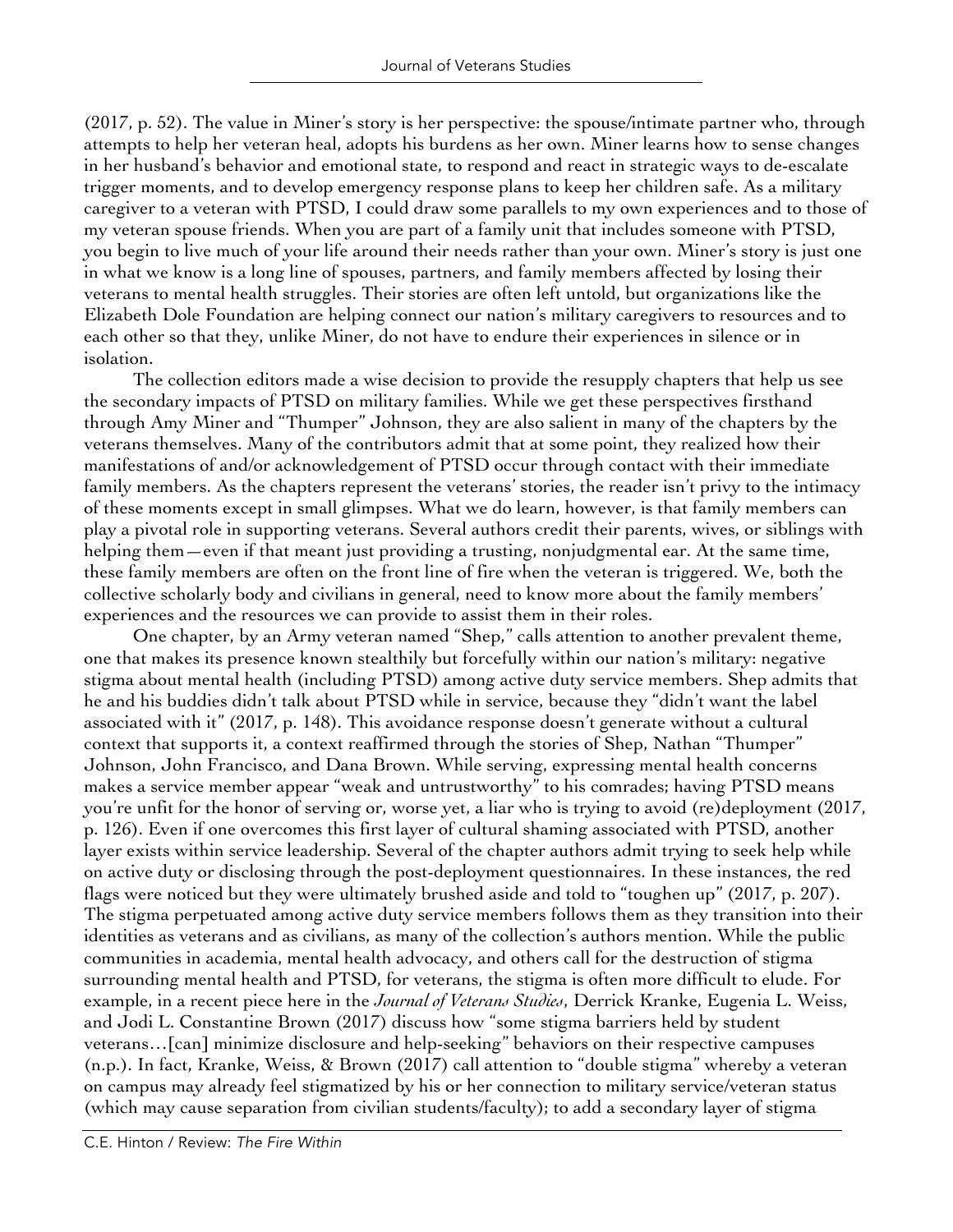(2017, p. 52). The value in Miner's story is her perspective: the spouse/intimate partner who, through attempts to help her veteran heal, adopts his burdens as her own. Miner learns how to sense changes in her husband's behavior and emotional state, to respond and react in strategic ways to de-escalate trigger moments, and to develop emergency response plans to keep her children safe. As a military caregiver to a veteran with PTSD, I could draw some parallels to my own experiences and to those of my veteran spouse friends. When you are part of a family unit that includes someone with PTSD, you begin to live much of your life around their needs rather than your own. Miner's story is just one in what we know is a long line of spouses, partners, and family members affected by losing their veterans to mental health struggles. Their stories are often left untold, but organizations like the Elizabeth Dole Foundation are helping connect our nation's military caregivers to resources and to each other so that they, unlike Miner, do not have to endure their experiences in silence or in isolation.

The collection editors made a wise decision to provide the resupply chapters that help us see the secondary impacts of PTSD on military families. While we get these perspectives firsthand through Amy Miner and "Thumper" Johnson, they are also salient in many of the chapters by the veterans themselves. Many of the contributors admit that at some point, they realized how their manifestations of and/or acknowledgement of PTSD occur through contact with their immediate family members. As the chapters represent the veterans' stories, the reader isn't privy to the intimacy of these moments except in small glimpses. What we do learn, however, is that family members can play a pivotal role in supporting veterans. Several authors credit their parents, wives, or siblings with helping them—even if that meant just providing a trusting, nonjudgmental ear. At the same time, these family members are often on the front line of fire when the veteran is triggered. We, both the collective scholarly body and civilians in general, need to know more about the family members' experiences and the resources we can provide to assist them in their roles.

One chapter, by an Army veteran named "Shep," calls attention to another prevalent theme, one that makes its presence known stealthily but forcefully within our nation's military: negative stigma about mental health (including PTSD) among active duty service members. Shep admits that he and his buddies didn't talk about PTSD while in service, because they "didn't want the label associated with it" (2017, p. 148). This avoidance response doesn't generate without a cultural context that supports it, a context reaffirmed through the stories of Shep, Nathan "Thumper" Johnson, John Francisco, and Dana Brown. While serving, expressing mental health concerns makes a service member appear "weak and untrustworthy" to his comrades; having PTSD means you're unfit for the honor of serving or, worse yet, a liar who is trying to avoid (re)deployment (2017, p. 126). Even if one overcomes this first layer of cultural shaming associated with PTSD, another layer exists within service leadership. Several of the chapter authors admit trying to seek help while on active duty or disclosing through the post-deployment questionnaires. In these instances, the red flags were noticed but they were ultimately brushed aside and told to "toughen up" (2017, p. 207). The stigma perpetuated among active duty service members follows them as they transition into their identities as veterans and as civilians, as many of the collection's authors mention. While the public communities in academia, mental health advocacy, and others call for the destruction of stigma surrounding mental health and PTSD, for veterans, the stigma is often more difficult to elude. For example, in a recent piece here in the *Journal of Veterans Studies*, Derrick Kranke, Eugenia L. Weiss, and Jodi L. Constantine Brown (2017) discuss how "some stigma barriers held by student veterans…[can] minimize disclosure and help-seeking" behaviors on their respective campuses (n.p.). In fact, Kranke, Weiss, & Brown (2017) call attention to "double stigma" whereby a veteran on campus may already feel stigmatized by his or her connection to military service/veteran status (which may cause separation from civilian students/faculty); to add a secondary layer of stigma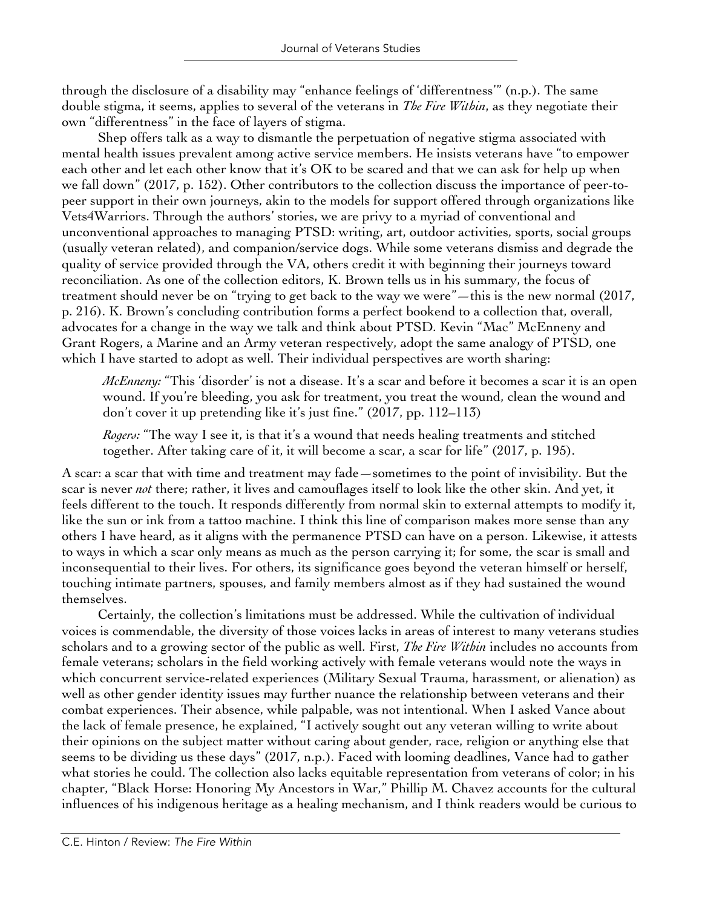through the disclosure of a disability may "enhance feelings of 'differentness'" (n.p.). The same double stigma, it seems, applies to several of the veterans in *The Fire Within*, as they negotiate their own "differentness" in the face of layers of stigma.

Shep offers talk as a way to dismantle the perpetuation of negative stigma associated with mental health issues prevalent among active service members. He insists veterans have "to empower each other and let each other know that it's OK to be scared and that we can ask for help up when we fall down" (2017, p. 152). Other contributors to the collection discuss the importance of peer-to-peer support in their own journeys, akin to the models for support offered through organizations like Vets4Warriors. Through the authors' stories, we are privy to a myriad of conventional and unconventional approaches to managing PTSD: writing, art, outdoor activities, sports, social groups (usually veteran related), and companion/service dogs. While some veterans dismiss and degrade the quality of service provided through the VA, others credit it with beginning their journeys toward reconciliation. As one of the collection editors, K. Brown tells us in his summary, the focus of treatment should never be on "trying to get back to the way we were"—this is the new normal (2017, p. 216). K. Brown's concluding contribution forms a perfect bookend to a collection that, overall, advocates for a change in the way we talk and think about PTSD. Kevin "Mac" McEnneny and Grant Rogers, a Marine and an Army veteran respectively, adopt the same analogy of PTSD, one which I have started to adopt as well. Their individual perspectives are worth sharing:

> *McEnneny:* "This 'disorder' is not a disease. It's a scar and before it becomes a scar it is an open wound. If you're bleeding, you ask for treatment, you treat the wound, clean the wound and don't cover it up pretending like it's just fine." (2017, pp. 112–113)
>
> *Rogers:* "The way I see it, is that it's a wound that needs healing treatments and stitched together. After taking care of it, it will become a scar, a scar for life" (2017, p. 195).

A scar: a scar that with time and treatment may fade—sometimes to the point of invisibility. But the scar is never *not* there; rather, it lives and camouflages itself to look like the other skin. And yet, it feels different to the touch. It responds differently from normal skin to external attempts to modify it, like the sun or ink from a tattoo machine. I think this line of comparison makes more sense than any others I have heard, as it aligns with the permanence PTSD can have on a person. Likewise, it attests to ways in which a scar only means as much as the person carrying it; for some, the scar is small and inconsequential to their lives. For others, its significance goes beyond the veteran himself or herself, touching intimate partners, spouses, and family members almost as if they had sustained the wound themselves.

Certainly, the collection's limitations must be addressed. While the cultivation of individual voices is commendable, the diversity of those voices lacks in areas of interest to many veterans studies scholars and to a growing sector of the public as well. First, *The Fire Within* includes no accounts from female veterans; scholars in the field working actively with female veterans would note the ways in which concurrent service-related experiences (Military Sexual Trauma, harassment, or alienation) as well as other gender identity issues may further nuance the relationship between veterans and their combat experiences. Their absence, while palpable, was not intentional. When I asked Vance about the lack of female presence, he explained, "I actively sought out any veteran willing to write about their opinions on the subject matter without caring about gender, race, religion or anything else that seems to be dividing us these days" (2017, n.p.). Faced with looming deadlines, Vance had to gather what stories he could. The collection also lacks equitable representation from veterans of color; in his chapter, "Black Horse: Honoring My Ancestors in War," Phillip M. Chavez accounts for the cultural influences of his indigenous heritage as a healing mechanism, and I think readers would be curious to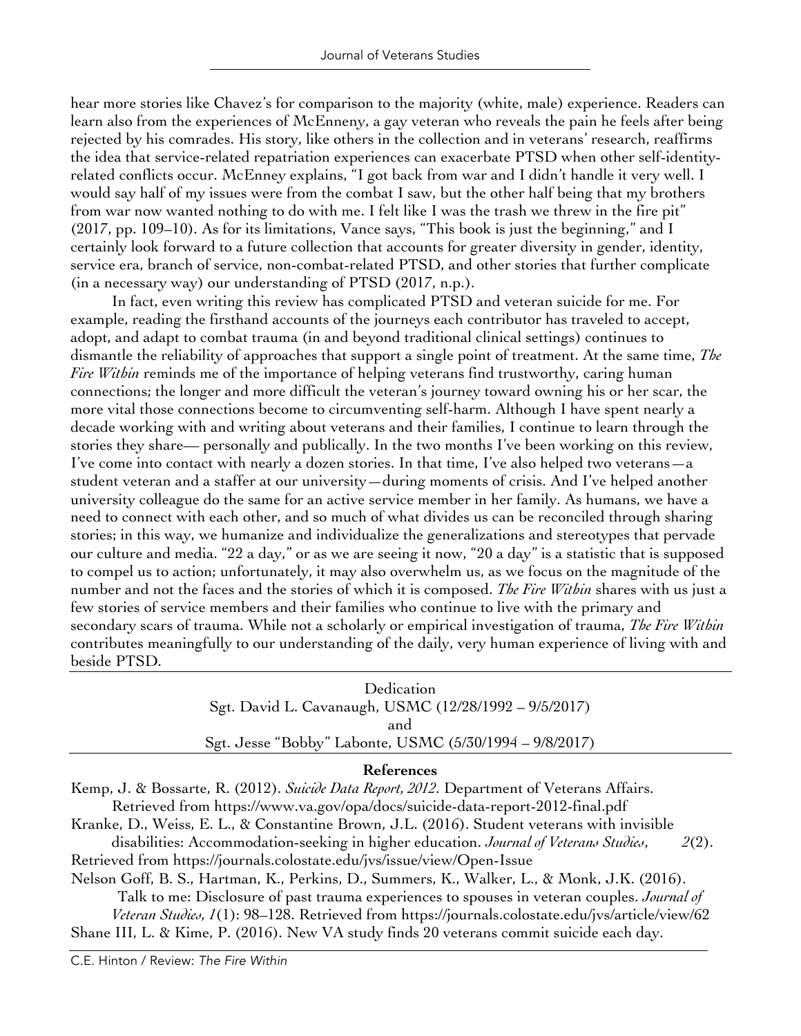hear more stories like Chavez's for comparison to the majority (white, male) experience. Readers can learn also from the experiences of McEnneny, a gay veteran who reveals the pain he feels after being rejected by his comrades. His story, like others in the collection and in veterans' research, reaffirms the idea that service-related repatriation experiences can exacerbate PTSD when other self-identity-related conflicts occur. McEnney explains, "I got back from war and I didn't handle it very well. I would say half of my issues were from the combat I saw, but the other half being that my brothers from war now wanted nothing to do with me. I felt like I was the trash we threw in the fire pit" (2017, pp. 109–10). As for its limitations, Vance says, "This book is just the beginning," and I certainly look forward to a future collection that accounts for greater diversity in gender, identity, service era, branch of service, non-combat-related PTSD, and other stories that further complicate (in a necessary way) our understanding of PTSD (2017, n.p.).

In fact, even writing this review has complicated PTSD and veteran suicide for me. For example, reading the firsthand accounts of the journeys each contributor has traveled to accept, adopt, and adapt to combat trauma (in and beyond traditional clinical settings) continues to dismantle the reliability of approaches that support a single point of treatment. At the same time, *The Fire Within* reminds me of the importance of helping veterans find trustworthy, caring human connections; the longer and more difficult the veteran's journey toward owning his or her scar, the more vital those connections become to circumventing self-harm. Although I have spent nearly a decade working with and writing about veterans and their families, I continue to learn through the stories they share— personally and publically. In the two months I've been working on this review, I've come into contact with nearly a dozen stories. In that time, I've also helped two veterans—a student veteran and a staffer at our university—during moments of crisis. And I've helped another university colleague do the same for an active service member in her family. As humans, we have a need to connect with each other, and so much of what divides us can be reconciled through sharing stories; in this way, we humanize and individualize the generalizations and stereotypes that pervade our culture and media. "22 a day," or as we are seeing it now, "20 a day" is a statistic that is supposed to compel us to action; unfortunately, it may also overwhelm us, as we focus on the magnitude of the number and not the faces and the stories of which it is composed. *The Fire Within* shares with us just a few stories of service members and their families who continue to live with the primary and secondary scars of trauma. While not a scholarly or empirical investigation of trauma, *The Fire Within* contributes meaningfully to our understanding of the daily, very human experience of living with and beside PTSD.

---

Dedication

Sgt. David L. Cavanaugh, USMC (12/28/1992 – 9/5/2017)

and

Sgt. Jesse "Bobby" Labonte, USMC (5/30/1994 – 9/8/2017)

---

**References**

Kemp, J. & Bossarte, R. (2012). *Suicide Data Report, 2012*. Department of Veterans Affairs. Retrieved from https://www.va.gov/opa/docs/suicide-data-report-2012-final.pdf

Kranke, D., Weiss, E. L., & Constantine Brown, J.L. (2016). Student veterans with invisible disabilities: Accommodation-seeking in higher education. *Journal of Veterans Studies*, *2*(2). Retrieved from https://journals.colostate.edu/jvs/issue/view/Open-Issue

Nelson Goff, B. S., Hartman, K., Perkins, D., Summers, K., Walker, L., & Monk, J.K. (2016). Talk to me: Disclosure of past trauma experiences to spouses in veteran couples. *Journal of Veteran Studies, 1*(1): 98–128. Retrieved from https://journals.colostate.edu/jvs/article/view/62

Shane III, L. & Kime, P. (2016). New VA study finds 20 veterans commit suicide each day.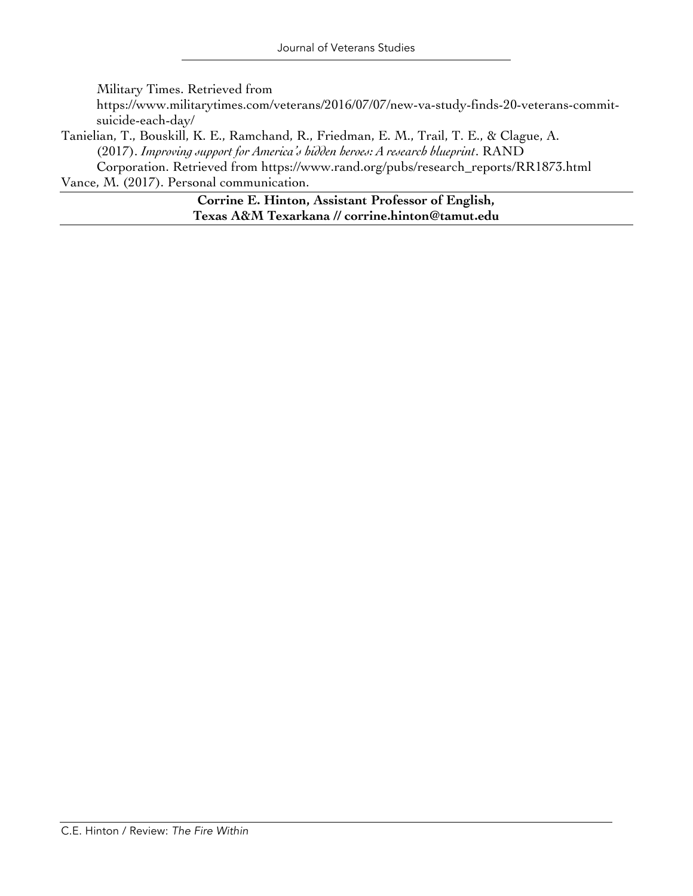Military Times. Retrieved from https://www.militarytimes.com/veterans/2016/07/07/new-va-study-finds-20-veterans-commit-suicide-each-day/

Tanielian, T., Bouskill, K. E., Ramchand, R., Friedman, E. M., Trail, T. E., & Clague, A. (2017). *Improving support for America's hidden heroes: A research blueprint*. RAND Corporation. Retrieved from https://www.rand.org/pubs/research_reports/RR1873.html

Vance, M. (2017). Personal communication.

**Corrine E. Hinton, Assistant Professor of English,**
**Texas A&M Texarkana // corrine.hinton@tamut.edu**